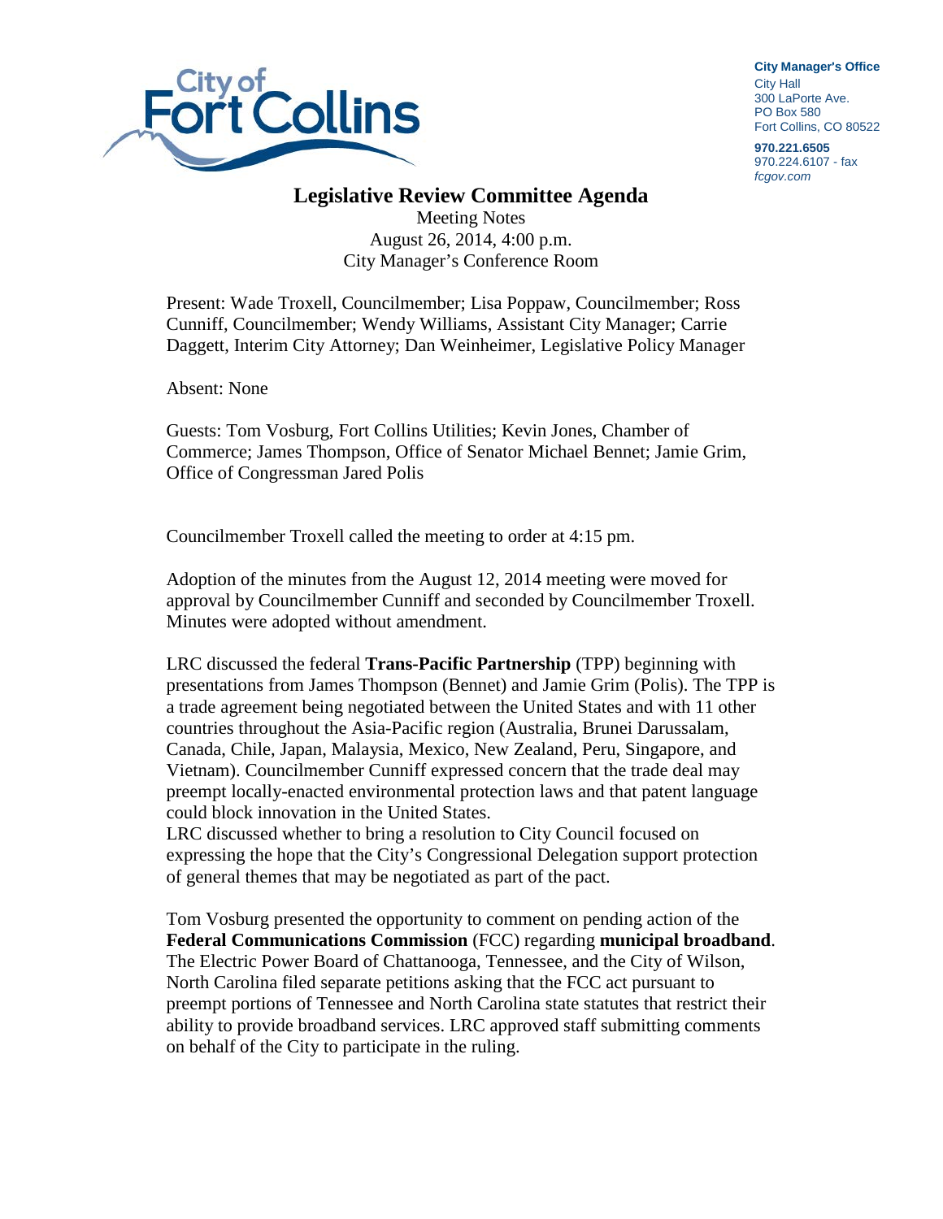City of Fort Collins

**City Manager's Office**
City Hall
300 LaPorte Ave.
PO Box 580
Fort Collins, CO 80522

**970.221.6505**
970.224.6107 - fax
*fcgov.com*

# Legislative Review Committee Agenda

Meeting Notes
August 26, 2014, 4:00 p.m.
City Manager's Conference Room

Present: Wade Troxell, Councilmember; Lisa Poppaw, Councilmember; Ross Cunniff, Councilmember; Wendy Williams, Assistant City Manager; Carrie Daggett, Interim City Attorney; Dan Weinheimer, Legislative Policy Manager

Absent: None

Guests: Tom Vosburg, Fort Collins Utilities; Kevin Jones, Chamber of Commerce; James Thompson, Office of Senator Michael Bennet; Jamie Grim, Office of Congressman Jared Polis

Councilmember Troxell called the meeting to order at 4:15 pm.

Adoption of the minutes from the August 12, 2014 meeting were moved for approval by Councilmember Cunniff and seconded by Councilmember Troxell. Minutes were adopted without amendment.

LRC discussed the federal **Trans-Pacific Partnership** (TPP) beginning with presentations from James Thompson (Bennet) and Jamie Grim (Polis). The TPP is a trade agreement being negotiated between the United States and with 11 other countries throughout the Asia-Pacific region (Australia, Brunei Darussalam, Canada, Chile, Japan, Malaysia, Mexico, New Zealand, Peru, Singapore, and Vietnam). Councilmember Cunniff expressed concern that the trade deal may preempt locally-enacted environmental protection laws and that patent language could block innovation in the United States.
LRC discussed whether to bring a resolution to City Council focused on expressing the hope that the City's Congressional Delegation support protection of general themes that may be negotiated as part of the pact.

Tom Vosburg presented the opportunity to comment on pending action of the **Federal Communications Commission** (FCC) regarding **municipal broadband**. The Electric Power Board of Chattanooga, Tennessee, and the City of Wilson, North Carolina filed separate petitions asking that the FCC act pursuant to preempt portions of Tennessee and North Carolina state statutes that restrict their ability to provide broadband services. LRC approved staff submitting comments on behalf of the City to participate in the ruling.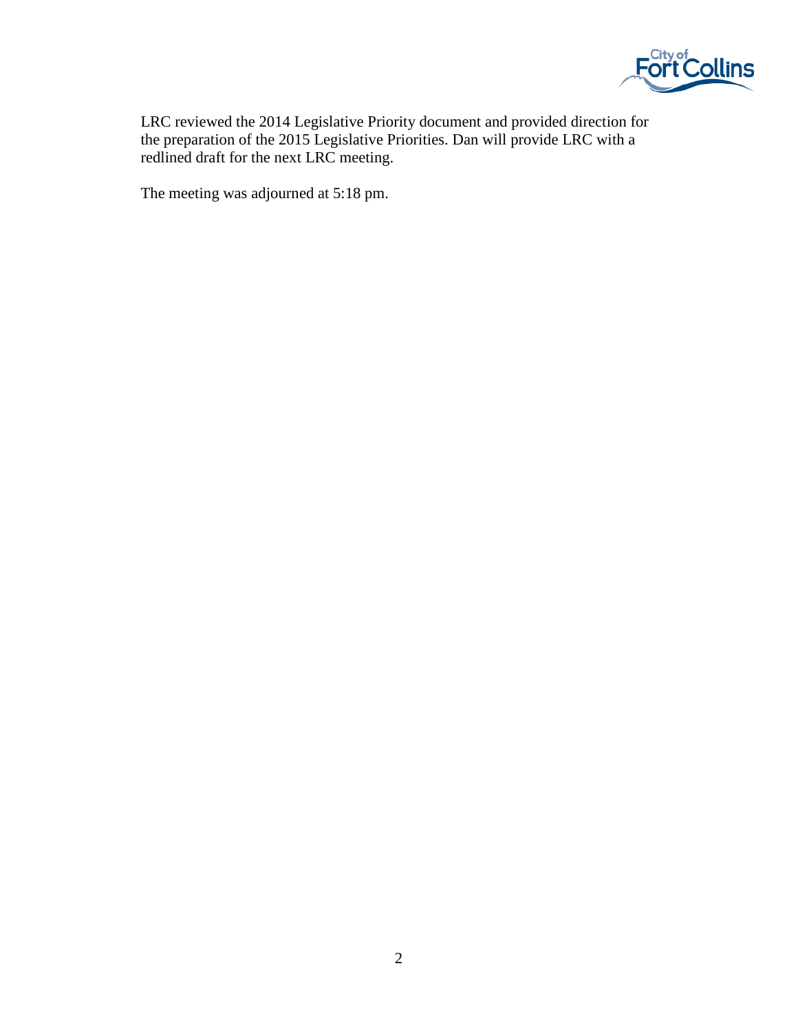LRC reviewed the 2014 Legislative Priority document and provided direction for the preparation of the 2015 Legislative Priorities. Dan will provide LRC with a redlined draft for the next LRC meeting.

The meeting was adjourned at 5:18 pm.